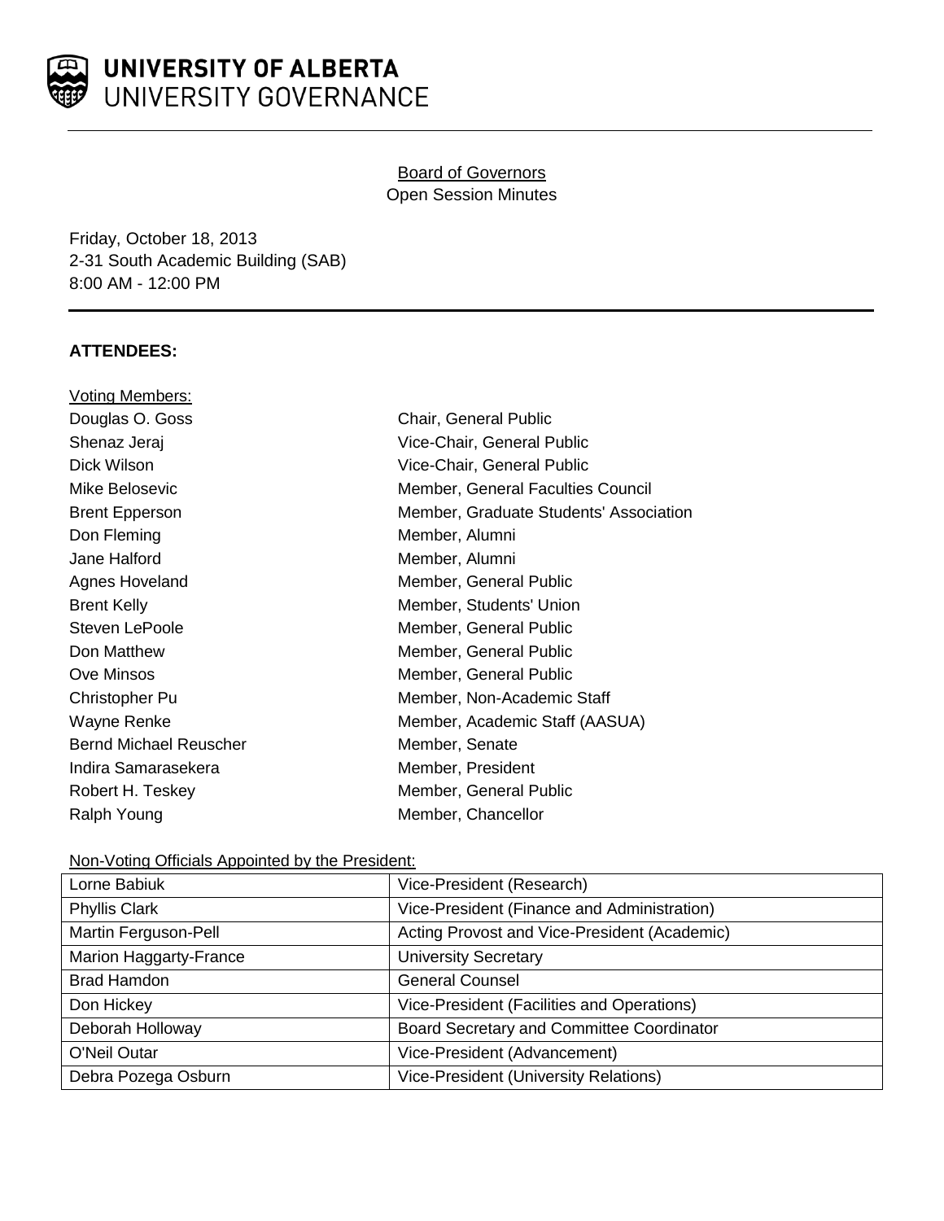# UNIVERSITY OF ALBERTA
UNIVERSITY GOVERNANCE

Board of Governors
Open Session Minutes

Friday, October 18, 2013
2-31 South Academic Building (SAB)
8:00 AM - 12:00 PM

**ATTENDEES:**

Voting Members:

| | |
|---|---|
| Douglas O. Goss | Chair, General Public |
| Shenaz Jeraj | Vice-Chair, General Public |
| Dick Wilson | Vice-Chair, General Public |
| Mike Belosevic | Member, General Faculties Council |
| Brent Epperson | Member, Graduate Students' Association |
| Don Fleming | Member, Alumni |
| Jane Halford | Member, Alumni |
| Agnes Hoveland | Member, General Public |
| Brent Kelly | Member, Students' Union |
| Steven LePoole | Member, General Public |
| Don Matthew | Member, General Public |
| Ove Minsos | Member, General Public |
| Christopher Pu | Member, Non-Academic Staff |
| Wayne Renke | Member, Academic Staff (AASUA) |
| Bernd Michael Reuscher | Member, Senate |
| Indira Samarasekera | Member, President |
| Robert H. Teskey | Member, General Public |
| Ralph Young | Member, Chancellor |

Non-Voting Officials Appointed by the President:

| | |
|---|---|
| Lorne Babiuk | Vice-President (Research) |
| Phyllis Clark | Vice-President (Finance and Administration) |
| Martin Ferguson-Pell | Acting Provost and Vice-President (Academic) |
| Marion Haggarty-France | University Secretary |
| Brad Hamdon | General Counsel |
| Don Hickey | Vice-President (Facilities and Operations) |
| Deborah Holloway | Board Secretary and Committee Coordinator |
| O'Neil Outar | Vice-President (Advancement) |
| Debra Pozega Osburn | Vice-President (University Relations) |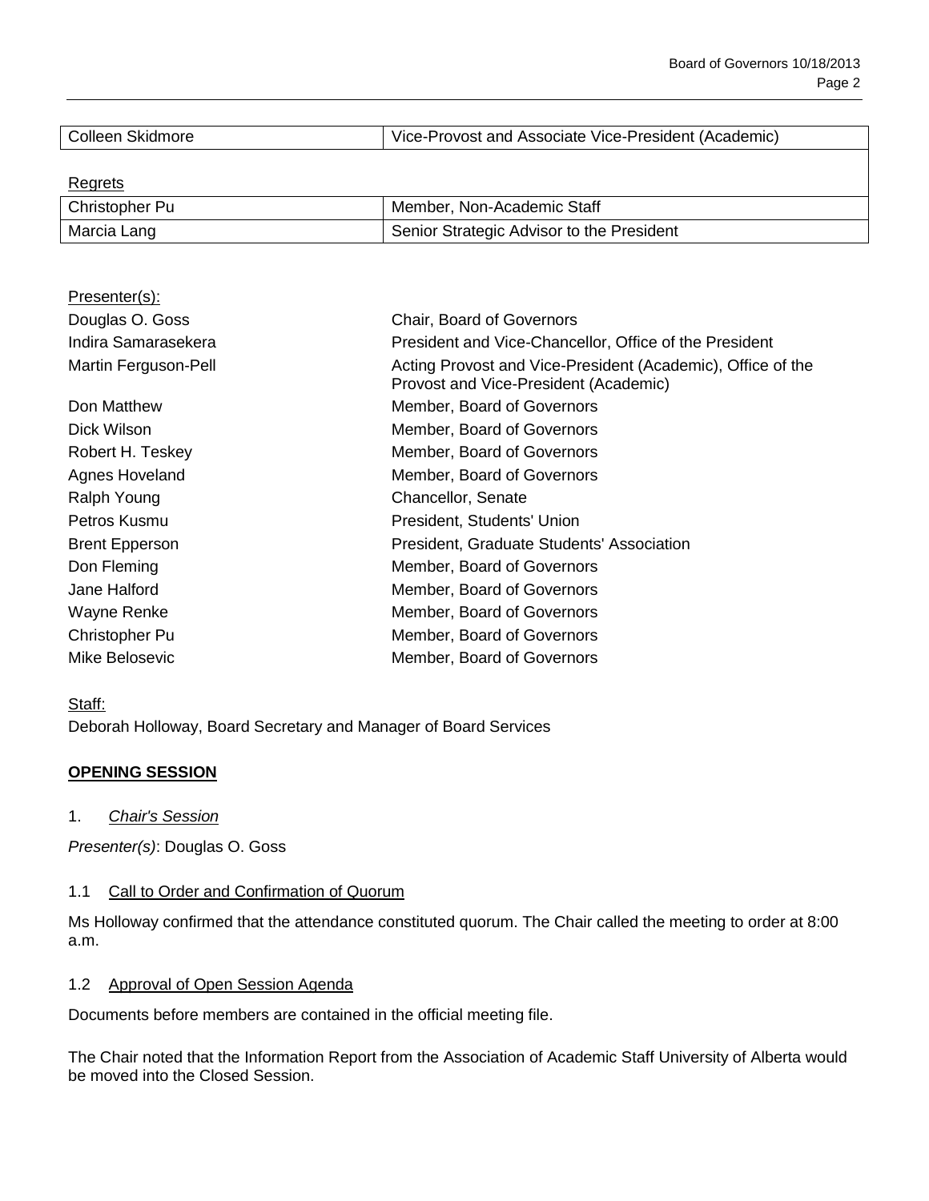| | |
|---|---|
| Colleen Skidmore | Vice-Provost and Associate Vice-President (Academic) |

Regrets

| | |
|---|---|
| Christopher Pu | Member, Non-Academic Staff |
| Marcia Lang | Senior Strategic Advisor to the President |

Presenter(s):

| | |
|---|---|
| Douglas O. Goss | Chair, Board of Governors |
| Indira Samarasekera | President and Vice-Chancellor, Office of the President |
| Martin Ferguson-Pell | Acting Provost and Vice-President (Academic), Office of the Provost and Vice-President (Academic) |
| Don Matthew | Member, Board of Governors |
| Dick Wilson | Member, Board of Governors |
| Robert H. Teskey | Member, Board of Governors |
| Agnes Hoveland | Member, Board of Governors |
| Ralph Young | Chancellor, Senate |
| Petros Kusmu | President, Students' Union |
| Brent Epperson | President, Graduate Students' Association |
| Don Fleming | Member, Board of Governors |
| Jane Halford | Member, Board of Governors |
| Wayne Renke | Member, Board of Governors |
| Christopher Pu | Member, Board of Governors |
| Mike Belosevic | Member, Board of Governors |

Staff:

Deborah Holloway, Board Secretary and Manager of Board Services

**OPENING SESSION**

1. *Chair's Session*

*Presenter(s)*: Douglas O. Goss

1.1 Call to Order and Confirmation of Quorum

Ms Holloway confirmed that the attendance constituted quorum. The Chair called the meeting to order at 8:00 a.m.

1.2 Approval of Open Session Agenda

Documents before members are contained in the official meeting file.

The Chair noted that the Information Report from the Association of Academic Staff University of Alberta would be moved into the Closed Session.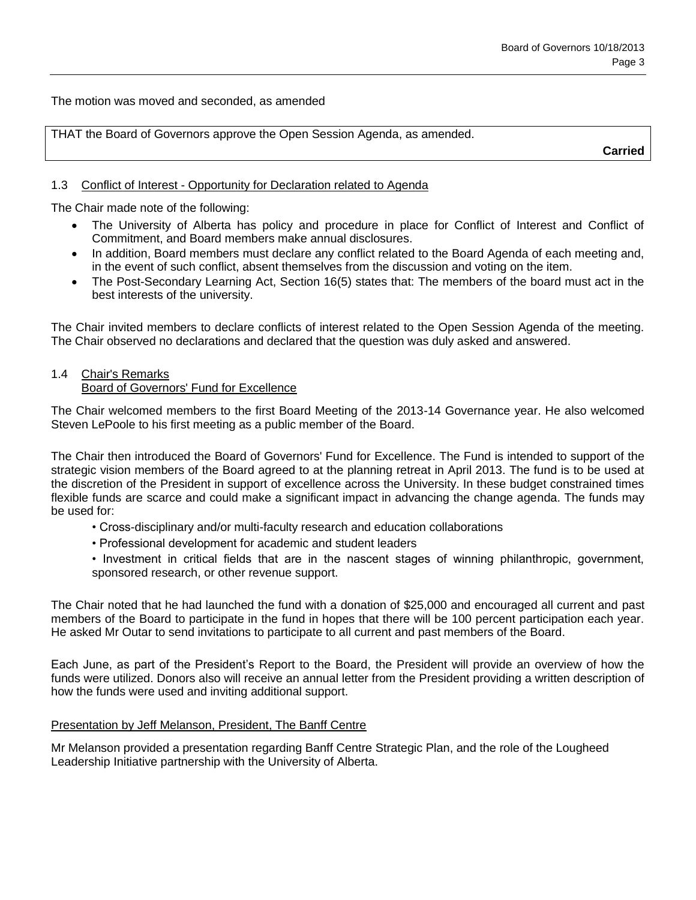The motion was moved and seconded, as amended

THAT the Board of Governors approve the Open Session Agenda, as amended.

**Carried**

### 1.3 Conflict of Interest - Opportunity for Declaration related to Agenda

The Chair made note of the following:

- The University of Alberta has policy and procedure in place for Conflict of Interest and Conflict of Commitment, and Board members make annual disclosures.
- In addition, Board members must declare any conflict related to the Board Agenda of each meeting and, in the event of such conflict, absent themselves from the discussion and voting on the item.
- The Post-Secondary Learning Act, Section 16(5) states that: The members of the board must act in the best interests of the university.

The Chair invited members to declare conflicts of interest related to the Open Session Agenda of the meeting. The Chair observed no declarations and declared that the question was duly asked and answered.

### 1.4 Chair's Remarks

Board of Governors' Fund for Excellence

The Chair welcomed members to the first Board Meeting of the 2013-14 Governance year. He also welcomed Steven LePoole to his first meeting as a public member of the Board.

The Chair then introduced the Board of Governors' Fund for Excellence. The Fund is intended to support of the strategic vision members of the Board agreed to at the planning retreat in April 2013. The fund is to be used at the discretion of the President in support of excellence across the University. In these budget constrained times flexible funds are scarce and could make a significant impact in advancing the change agenda. The funds may be used for:

- Cross-disciplinary and/or multi-faculty research and education collaborations
- Professional development for academic and student leaders
- Investment in critical fields that are in the nascent stages of winning philanthropic, government, sponsored research, or other revenue support.

The Chair noted that he had launched the fund with a donation of $25,000 and encouraged all current and past members of the Board to participate in the fund in hopes that there will be 100 percent participation each year. He asked Mr Outar to send invitations to participate to all current and past members of the Board.

Each June, as part of the President's Report to the Board, the President will provide an overview of how the funds were utilized. Donors also will receive an annual letter from the President providing a written description of how the funds were used and inviting additional support.

Presentation by Jeff Melanson, President, The Banff Centre

Mr Melanson provided a presentation regarding Banff Centre Strategic Plan, and the role of the Lougheed Leadership Initiative partnership with the University of Alberta.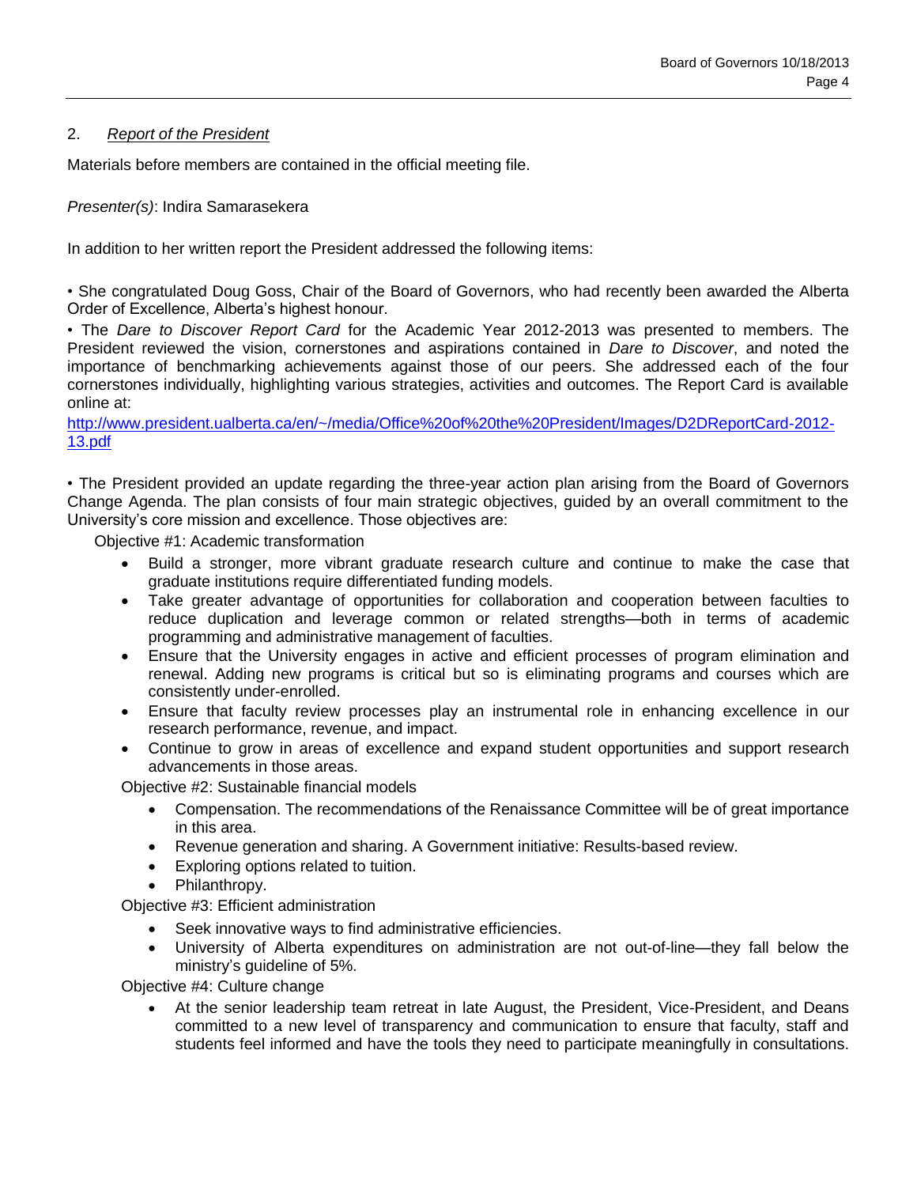2. *Report of the President*

Materials before members are contained in the official meeting file.

*Presenter(s)*: Indira Samarasekera

In addition to her written report the President addressed the following items:

• She congratulated Doug Goss, Chair of the Board of Governors, who had recently been awarded the Alberta Order of Excellence, Alberta's highest honour.

• The *Dare to Discover Report Card* for the Academic Year 2012-2013 was presented to members. The President reviewed the vision, cornerstones and aspirations contained in *Dare to Discover*, and noted the importance of benchmarking achievements against those of our peers. She addressed each of the four cornerstones individually, highlighting various strategies, activities and outcomes. The Report Card is available online at:
[http://www.president.ualberta.ca/en/~/media/Office%20of%20the%20President/Images/D2DReportCard-2012-13.pdf](http://www.president.ualberta.ca/en/~/media/Office%20of%20the%20President/Images/D2DReportCard-2012-13.pdf)

• The President provided an update regarding the three-year action plan arising from the Board of Governors Change Agenda. The plan consists of four main strategic objectives, guided by an overall commitment to the University's core mission and excellence. Those objectives are:

Objective #1: Academic transformation

- Build a stronger, more vibrant graduate research culture and continue to make the case that graduate institutions require differentiated funding models.
- Take greater advantage of opportunities for collaboration and cooperation between faculties to reduce duplication and leverage common or related strengths—both in terms of academic programming and administrative management of faculties.
- Ensure that the University engages in active and efficient processes of program elimination and renewal. Adding new programs is critical but so is eliminating programs and courses which are consistently under-enrolled.
- Ensure that faculty review processes play an instrumental role in enhancing excellence in our research performance, revenue, and impact.
- Continue to grow in areas of excellence and expand student opportunities and support research advancements in those areas.

Objective #2: Sustainable financial models

- Compensation. The recommendations of the Renaissance Committee will be of great importance in this area.
- Revenue generation and sharing. A Government initiative: Results-based review.
- Exploring options related to tuition.
- Philanthropy.

Objective #3: Efficient administration

- Seek innovative ways to find administrative efficiencies.
- University of Alberta expenditures on administration are not out-of-line—they fall below the ministry's guideline of 5%.

Objective #4: Culture change

- At the senior leadership team retreat in late August, the President, Vice-President, and Deans committed to a new level of transparency and communication to ensure that faculty, staff and students feel informed and have the tools they need to participate meaningfully in consultations.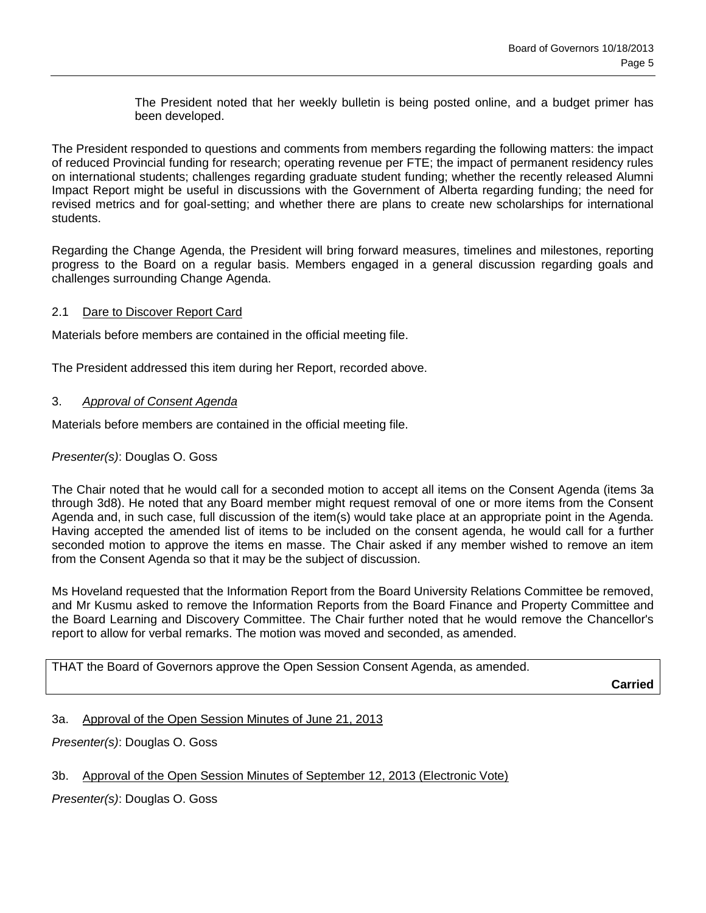The President noted that her weekly bulletin is being posted online, and a budget primer has been developed.

The President responded to questions and comments from members regarding the following matters: the impact of reduced Provincial funding for research; operating revenue per FTE; the impact of permanent residency rules on international students; challenges regarding graduate student funding; whether the recently released Alumni Impact Report might be useful in discussions with the Government of Alberta regarding funding; the need for revised metrics and for goal-setting; and whether there are plans to create new scholarships for international students.

Regarding the Change Agenda, the President will bring forward measures, timelines and milestones, reporting progress to the Board on a regular basis. Members engaged in a general discussion regarding goals and challenges surrounding Change Agenda.

### 2.1 Dare to Discover Report Card

Materials before members are contained in the official meeting file.

The President addressed this item during her Report, recorded above.

### 3. *Approval of Consent Agenda*

Materials before members are contained in the official meeting file.

*Presenter(s)*: Douglas O. Goss

The Chair noted that he would call for a seconded motion to accept all items on the Consent Agenda (items 3a through 3d8). He noted that any Board member might request removal of one or more items from the Consent Agenda and, in such case, full discussion of the item(s) would take place at an appropriate point in the Agenda. Having accepted the amended list of items to be included on the consent agenda, he would call for a further seconded motion to approve the items en masse. The Chair asked if any member wished to remove an item from the Consent Agenda so that it may be the subject of discussion.

Ms Hoveland requested that the Information Report from the Board University Relations Committee be removed, and Mr Kusmu asked to remove the Information Reports from the Board Finance and Property Committee and the Board Learning and Discovery Committee. The Chair further noted that he would remove the Chancellor's report to allow for verbal remarks. The motion was moved and seconded, as amended.

THAT the Board of Governors approve the Open Session Consent Agenda, as amended.

**Carried**

### 3a. Approval of the Open Session Minutes of June 21, 2013

*Presenter(s)*: Douglas O. Goss

### 3b. Approval of the Open Session Minutes of September 12, 2013 (Electronic Vote)

*Presenter(s)*: Douglas O. Goss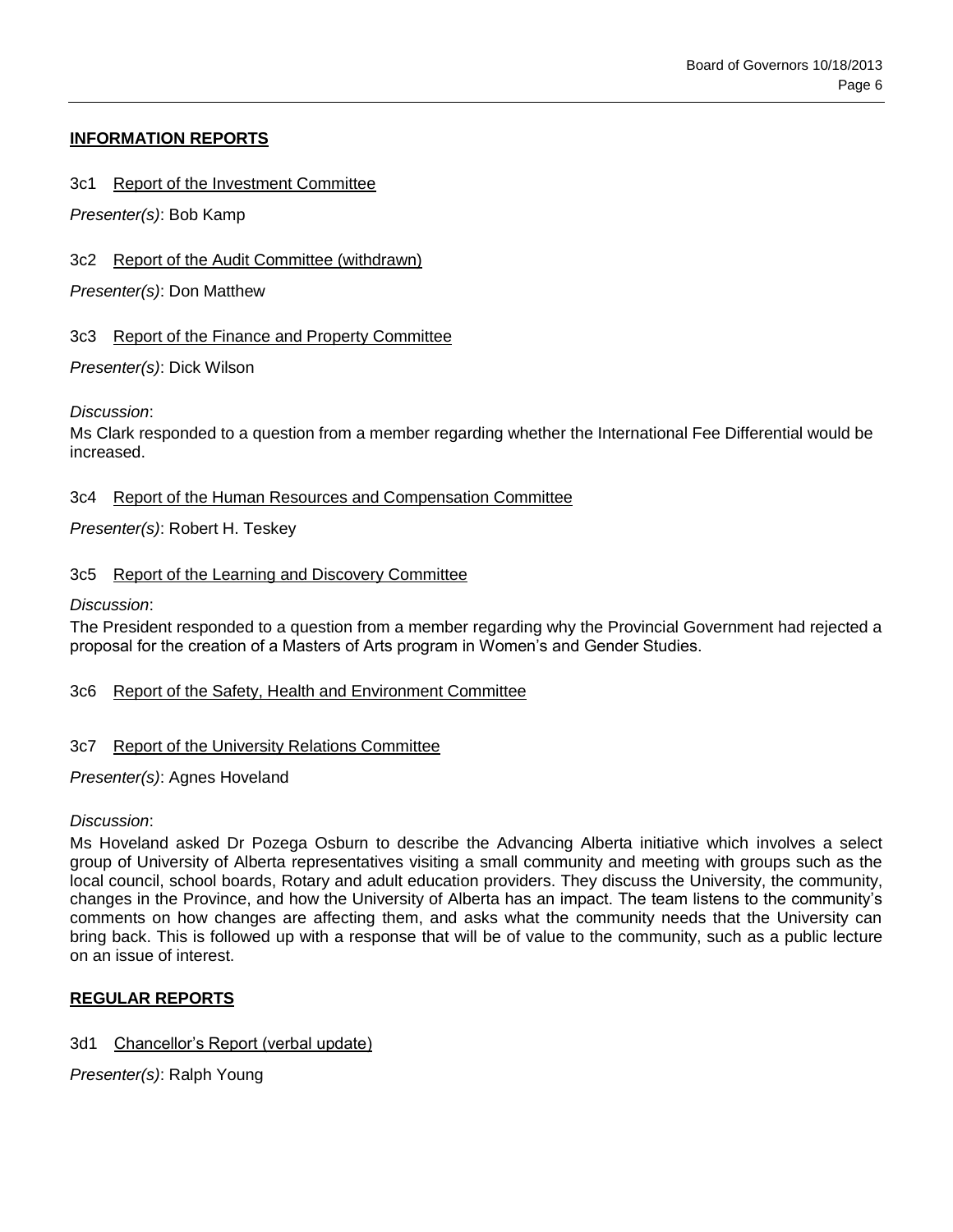## INFORMATION REPORTS

3c1 Report of the Investment Committee

*Presenter(s)*: Bob Kamp

3c2 Report of the Audit Committee (withdrawn)

*Presenter(s)*: Don Matthew

3c3 Report of the Finance and Property Committee

*Presenter(s)*: Dick Wilson

*Discussion*:
Ms Clark responded to a question from a member regarding whether the International Fee Differential would be increased.

3c4 Report of the Human Resources and Compensation Committee

*Presenter(s)*: Robert H. Teskey

3c5 Report of the Learning and Discovery Committee

*Discussion*:
The President responded to a question from a member regarding why the Provincial Government had rejected a proposal for the creation of a Masters of Arts program in Women's and Gender Studies.

3c6 Report of the Safety, Health and Environment Committee

3c7 Report of the University Relations Committee

*Presenter(s)*: Agnes Hoveland

*Discussion*:
Ms Hoveland asked Dr Pozega Osburn to describe the Advancing Alberta initiative which involves a select group of University of Alberta representatives visiting a small community and meeting with groups such as the local council, school boards, Rotary and adult education providers. They discuss the University, the community, changes in the Province, and how the University of Alberta has an impact. The team listens to the community's comments on how changes are affecting them, and asks what the community needs that the University can bring back. This is followed up with a response that will be of value to the community, such as a public lecture on an issue of interest.

## REGULAR REPORTS

3d1 Chancellor's Report (verbal update)

*Presenter(s)*: Ralph Young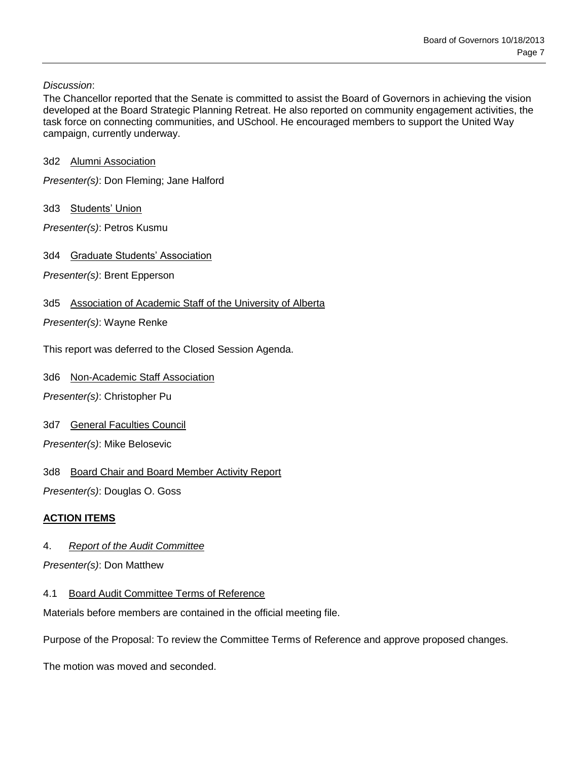*Discussion*:

The Chancellor reported that the Senate is committed to assist the Board of Governors in achieving the vision developed at the Board Strategic Planning Retreat. He also reported on community engagement activities, the task force on connecting communities, and USchool. He encouraged members to support the United Way campaign, currently underway.

3d2 Alumni Association

*Presenter(s)*: Don Fleming; Jane Halford

3d3 Students' Union

*Presenter(s)*: Petros Kusmu

3d4 Graduate Students' Association

*Presenter(s)*: Brent Epperson

3d5 Association of Academic Staff of the University of Alberta

*Presenter(s)*: Wayne Renke

This report was deferred to the Closed Session Agenda.

3d6 Non-Academic Staff Association

*Presenter(s)*: Christopher Pu

3d7 General Faculties Council

*Presenter(s)*: Mike Belosevic

3d8 Board Chair and Board Member Activity Report

*Presenter(s)*: Douglas O. Goss

## ACTION ITEMS

4. *Report of the Audit Committee*

*Presenter(s)*: Don Matthew

4.1 Board Audit Committee Terms of Reference

Materials before members are contained in the official meeting file.

Purpose of the Proposal: To review the Committee Terms of Reference and approve proposed changes.

The motion was moved and seconded.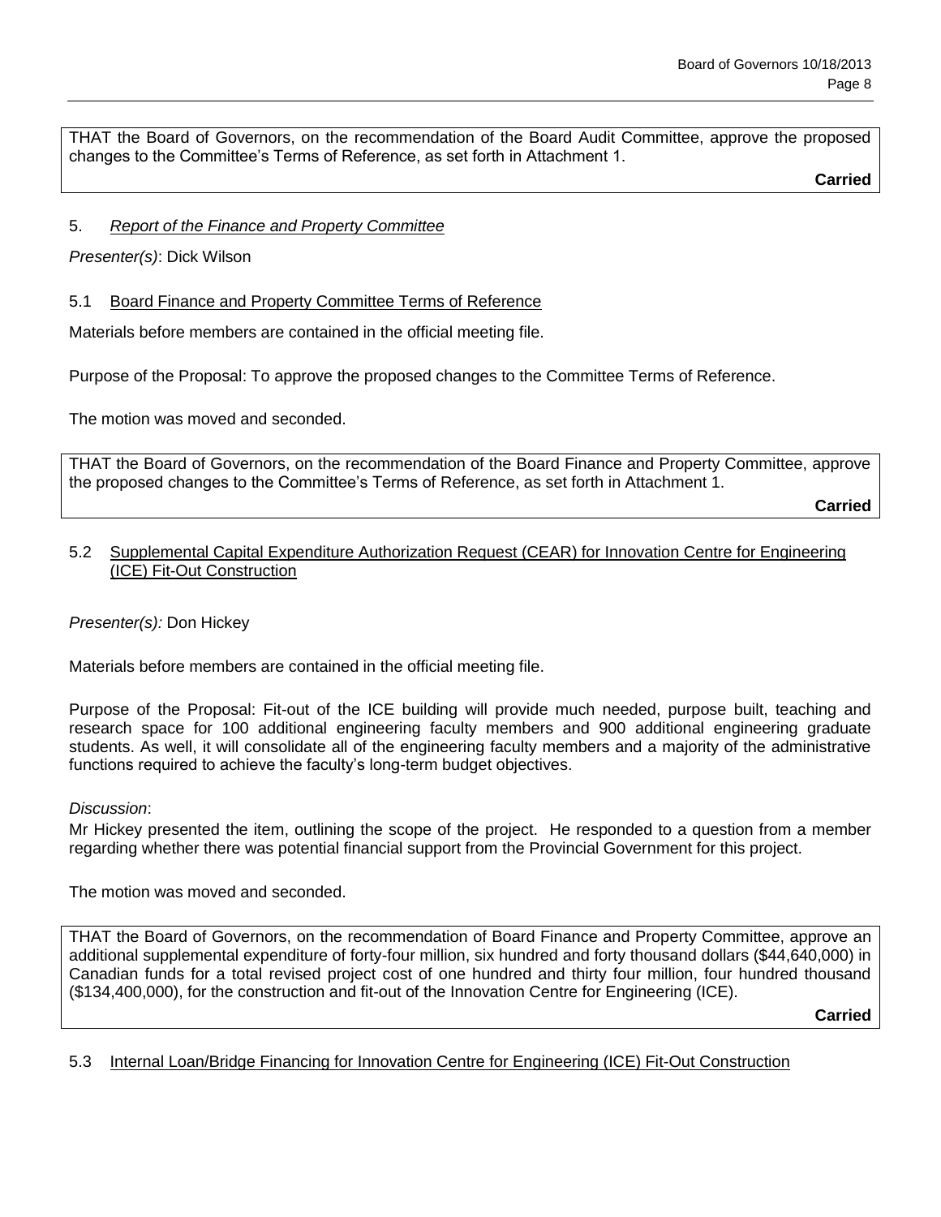THAT the Board of Governors, on the recommendation of the Board Audit Committee, approve the proposed changes to the Committee's Terms of Reference, as set forth in Attachment 1.

**Carried**

5. *Report of the Finance and Property Committee*

*Presenter(s)*: Dick Wilson

5.1 Board Finance and Property Committee Terms of Reference

Materials before members are contained in the official meeting file.

Purpose of the Proposal: To approve the proposed changes to the Committee Terms of Reference.

The motion was moved and seconded.

THAT the Board of Governors, on the recommendation of the Board Finance and Property Committee, approve the proposed changes to the Committee's Terms of Reference, as set forth in Attachment 1.

**Carried**

5.2 Supplemental Capital Expenditure Authorization Request (CEAR) for Innovation Centre for Engineering (ICE) Fit-Out Construction

*Presenter(s):* Don Hickey

Materials before members are contained in the official meeting file.

Purpose of the Proposal: Fit-out of the ICE building will provide much needed, purpose built, teaching and research space for 100 additional engineering faculty members and 900 additional engineering graduate students. As well, it will consolidate all of the engineering faculty members and a majority of the administrative functions required to achieve the faculty's long-term budget objectives.

*Discussion*:

Mr Hickey presented the item, outlining the scope of the project. He responded to a question from a member regarding whether there was potential financial support from the Provincial Government for this project.

The motion was moved and seconded.

THAT the Board of Governors, on the recommendation of Board Finance and Property Committee, approve an additional supplemental expenditure of forty-four million, six hundred and forty thousand dollars ($44,640,000) in Canadian funds for a total revised project cost of one hundred and thirty four million, four hundred thousand ($134,400,000), for the construction and fit-out of the Innovation Centre for Engineering (ICE).

**Carried**

5.3 Internal Loan/Bridge Financing for Innovation Centre for Engineering (ICE) Fit-Out Construction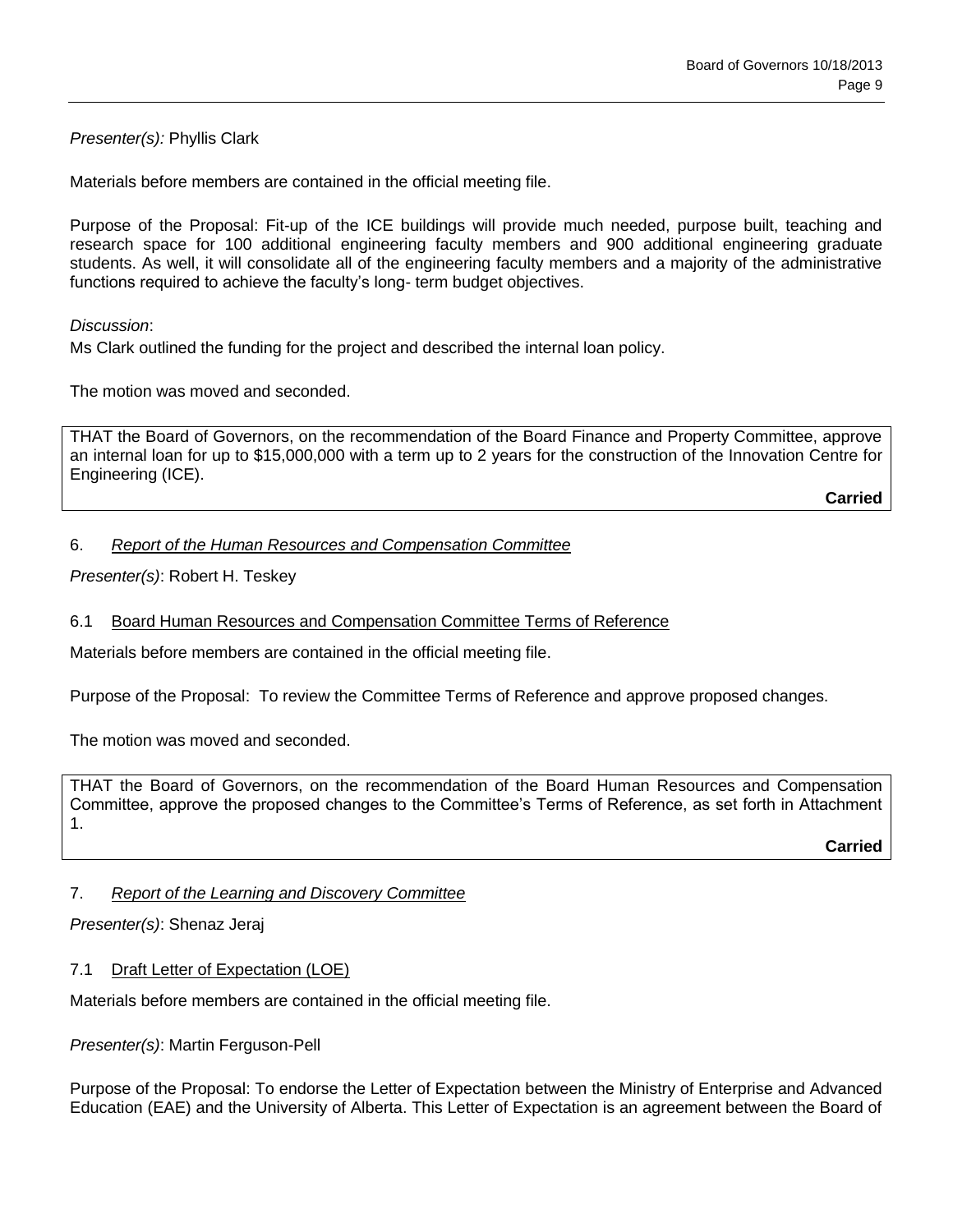*Presenter(s):* Phyllis Clark

Materials before members are contained in the official meeting file.

Purpose of the Proposal: Fit-up of the ICE buildings will provide much needed, purpose built, teaching and research space for 100 additional engineering faculty members and 900 additional engineering graduate students. As well, it will consolidate all of the engineering faculty members and a majority of the administrative functions required to achieve the faculty's long- term budget objectives.

*Discussion*:

Ms Clark outlined the funding for the project and described the internal loan policy.

The motion was moved and seconded.

THAT the Board of Governors, on the recommendation of the Board Finance and Property Committee, approve an internal loan for up to $15,000,000 with a term up to 2 years for the construction of the Innovation Centre for Engineering (ICE).

**Carried**

## 6. *Report of the Human Resources and Compensation Committee*

*Presenter(s)*: Robert H. Teskey

### 6.1 Board Human Resources and Compensation Committee Terms of Reference

Materials before members are contained in the official meeting file.

Purpose of the Proposal: To review the Committee Terms of Reference and approve proposed changes.

The motion was moved and seconded.

THAT the Board of Governors, on the recommendation of the Board Human Resources and Compensation Committee, approve the proposed changes to the Committee's Terms of Reference, as set forth in Attachment 1.

**Carried**

## 7. *Report of the Learning and Discovery Committee*

*Presenter(s)*: Shenaz Jeraj

### 7.1 Draft Letter of Expectation (LOE)

Materials before members are contained in the official meeting file.

*Presenter(s)*: Martin Ferguson-Pell

Purpose of the Proposal: To endorse the Letter of Expectation between the Ministry of Enterprise and Advanced Education (EAE) and the University of Alberta. This Letter of Expectation is an agreement between the Board of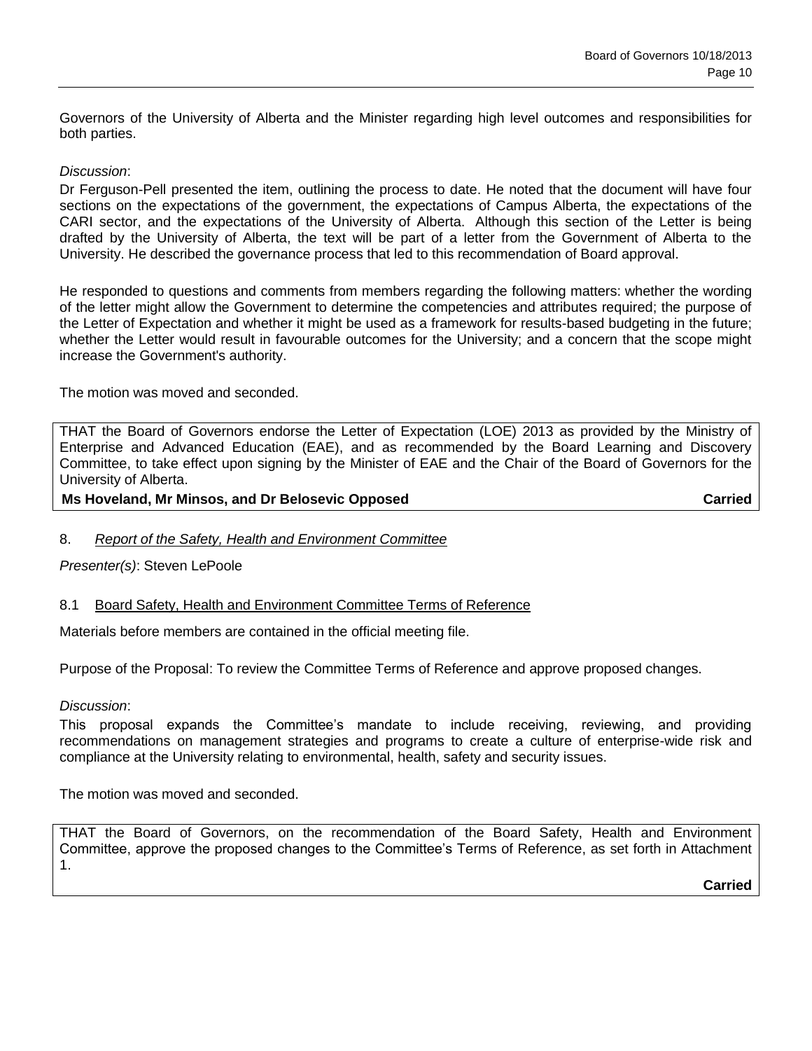Governors of the University of Alberta and the Minister regarding high level outcomes and responsibilities for both parties.

*Discussion*:
Dr Ferguson-Pell presented the item, outlining the process to date. He noted that the document will have four sections on the expectations of the government, the expectations of Campus Alberta, the expectations of the CARI sector, and the expectations of the University of Alberta. Although this section of the Letter is being drafted by the University of Alberta, the text will be part of a letter from the Government of Alberta to the University. He described the governance process that led to this recommendation of Board approval.

He responded to questions and comments from members regarding the following matters: whether the wording of the letter might allow the Government to determine the competencies and attributes required; the purpose of the Letter of Expectation and whether it might be used as a framework for results-based budgeting in the future; whether the Letter would result in favourable outcomes for the University; and a concern that the scope might increase the Government's authority.

The motion was moved and seconded.

THAT the Board of Governors endorse the Letter of Expectation (LOE) 2013 as provided by the Ministry of Enterprise and Advanced Education (EAE), and as recommended by the Board Learning and Discovery Committee, to take effect upon signing by the Minister of EAE and the Chair of the Board of Governors for the University of Alberta.

**Ms Hoveland, Mr Minsos, and Dr Belosevic Opposed** **Carried**

8. *Report of the Safety, Health and Environment Committee*

*Presenter(s)*: Steven LePoole

8.1 Board Safety, Health and Environment Committee Terms of Reference

Materials before members are contained in the official meeting file.

Purpose of the Proposal: To review the Committee Terms of Reference and approve proposed changes.

*Discussion*:
This proposal expands the Committee's mandate to include receiving, reviewing, and providing recommendations on management strategies and programs to create a culture of enterprise-wide risk and compliance at the University relating to environmental, health, safety and security issues.

The motion was moved and seconded.

THAT the Board of Governors, on the recommendation of the Board Safety, Health and Environment Committee, approve the proposed changes to the Committee's Terms of Reference, as set forth in Attachment 1.

**Carried**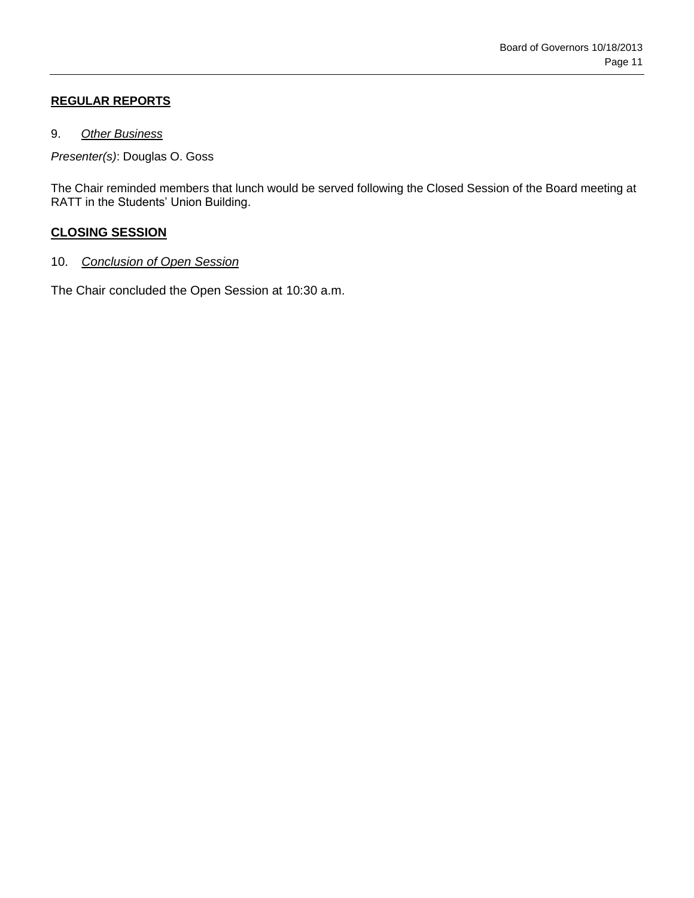**REGULAR REPORTS**

9. ***Other Business***

*Presenter(s)*: Douglas O. Goss

The Chair reminded members that lunch would be served following the Closed Session of the Board meeting at RATT in the Students' Union Building.

**CLOSING SESSION**

10. ***Conclusion of Open Session***

The Chair concluded the Open Session at 10:30 a.m.